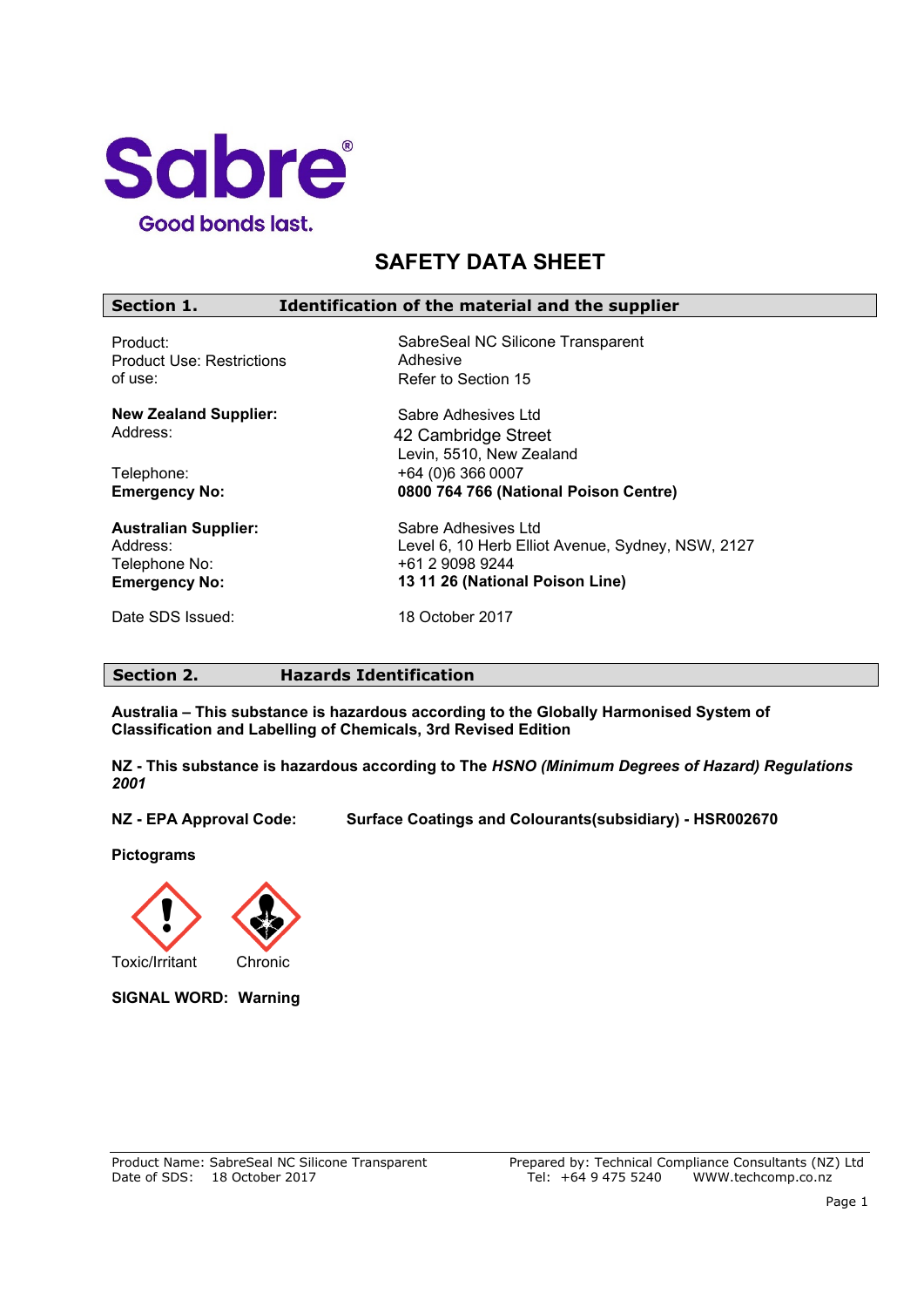Sabre

Good bonds last.

# SAFETY DATA SHEET

## Section 1. Identification of the material and the supplier

| | |
|---|---|
| Product: | SabreSeal NC Silicone Transparent |
| Product Use: Restrictions of use: | Adhesive<br>Refer to Section 15 |
| **New Zealand Supplier:** | Sabre Adhesives Ltd |
| Address: | 42 Cambridge Street<br>Levin, 5510, New Zealand |
| Telephone: | +64 (0)6 366 0007 |
| **Emergency No:** | **0800 764 766 (National Poison Centre)** |
| **Australian Supplier:** | Sabre Adhesives Ltd |
| Address: | Level 6, 10 Herb Elliot Avenue, Sydney, NSW, 2127 |
| Telephone No: | +61 2 9098 9244 |
| **Emergency No:** | **13 11 26 (National Poison Line)** |
| Date SDS Issued: | 18 October 2017 |

## Section 2. Hazards Identification

**Australia – This substance is hazardous according to the Globally Harmonised System of Classification and Labelling of Chemicals, 3rd Revised Edition**

**NZ - This substance is hazardous according to The *HSNO (Minimum Degrees of Hazard) Regulations 2001***

**NZ - EPA Approval Code:** **Surface Coatings and Colourants(subsidiary) - HSR002670**

**Pictograms**

Toxic/Irritant    Chronic

**SIGNAL WORD: Warning**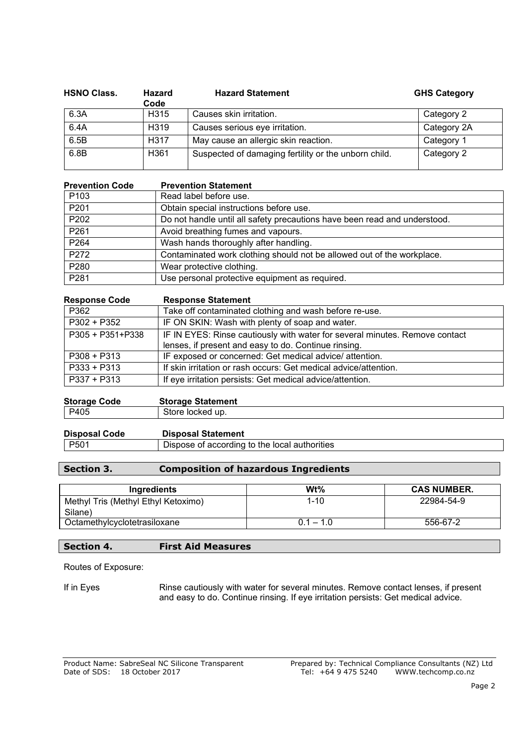| HSNO Class. | Hazard Code | Hazard Statement | GHS Category |
| --- | --- | --- | --- |
| 6.3A | H315 | Causes skin irritation. | Category 2 |
| 6.4A | H319 | Causes serious eye irritation. | Category 2A |
| 6.5B | H317 | May cause an allergic skin reaction. | Category 1 |
| 6.8B | H361 | Suspected of damaging fertility or the unborn child. | Category 2 |

| Prevention Code | Prevention Statement |
| --- | --- |
| P103 | Read label before use. |
| P201 | Obtain special instructions before use. |
| P202 | Do not handle until all safety precautions have been read and understood. |
| P261 | Avoid breathing fumes and vapours. |
| P264 | Wash hands thoroughly after handling. |
| P272 | Contaminated work clothing should not be allowed out of the workplace. |
| P280 | Wear protective clothing. |
| P281 | Use personal protective equipment as required. |

| Response Code | Response Statement |
| --- | --- |
| P362 | Take off contaminated clothing and wash before re-use. |
| P302 + P352 | IF ON SKIN: Wash with plenty of soap and water. |
| P305 + P351+P338 | IF IN EYES: Rinse cautiously with water for several minutes. Remove contact lenses, if present and easy to do. Continue rinsing. |
| P308 + P313 | IF exposed or concerned: Get medical advice/ attention. |
| P333 + P313 | If skin irritation or rash occurs: Get medical advice/attention. |
| P337 + P313 | If eye irritation persists: Get medical advice/attention. |

| Storage Code | Storage Statement |
| --- | --- |
| P405 | Store locked up. |

| Disposal Code | Disposal Statement |
| --- | --- |
| P501 | Dispose of according to the local authorities |

## Section 3. Composition of hazardous Ingredients

| Ingredients | Wt% | CAS NUMBER. |
| --- | --- | --- |
| Methyl Tris (Methyl Ethyl Ketoximo) Silane) | 1-10 | 22984-54-9 |
| Octamethylcyclotetrasiloxane | 0.1 – 1.0 | 556-67-2 |

## Section 4. First Aid Measures

Routes of Exposure:

If in Eyes — Rinse cautiously with water for several minutes. Remove contact lenses, if present and easy to do. Continue rinsing. If eye irritation persists: Get medical advice.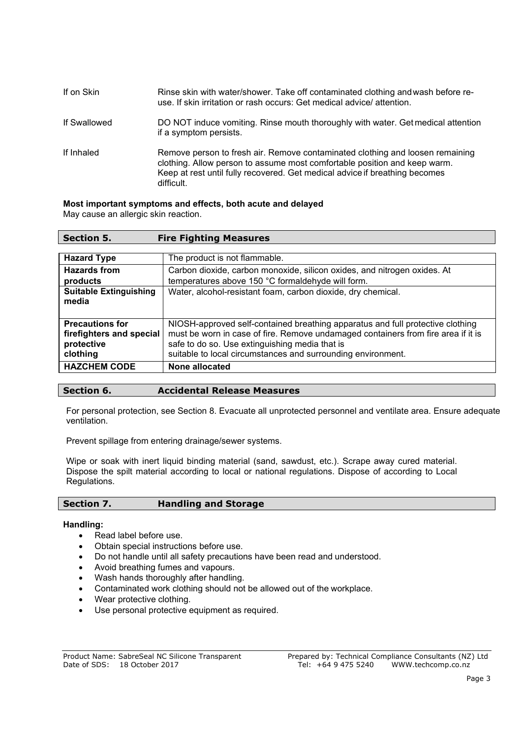| | |
|---|---|
| If on Skin | Rinse skin with water/shower. Take off contaminated clothing and wash before re-use. If skin irritation or rash occurs: Get medical advice/ attention. |
| If Swallowed | DO NOT induce vomiting. Rinse mouth thoroughly with water. Get medical attention if a symptom persists. |
| If Inhaled | Remove person to fresh air. Remove contaminated clothing and loosen remaining clothing. Allow person to assume most comfortable position and keep warm. Keep at rest until fully recovered. Get medical advice if breathing becomes difficult. |

**Most important symptoms and effects, both acute and delayed**

May cause an allergic skin reaction.

## Section 5. Fire Fighting Measures

| | |
|---|---|
| **Hazard Type** | The product is not flammable. |
| **Hazards from products** | Carbon dioxide, carbon monoxide, silicon oxides, and nitrogen oxides. At temperatures above 150 °C formaldehyde will form. |
| **Suitable Extinguishing media** | Water, alcohol-resistant foam, carbon dioxide, dry chemical. |
| **Precautions for firefighters and special protective clothing** | NIOSH-approved self-contained breathing apparatus and full protective clothing must be worn in case of fire. Remove undamaged containers from fire area if it is safe to do so. Use extinguishing media that is suitable to local circumstances and surrounding environment. |
| **HAZCHEM CODE** | **None allocated** |

## Section 6. Accidental Release Measures

For personal protection, see Section 8. Evacuate all unprotected personnel and ventilate area. Ensure adequate ventilation.

Prevent spillage from entering drainage/sewer systems.

Wipe or soak with inert liquid binding material (sand, sawdust, etc.). Scrape away cured material. Dispose the spilt material according to local or national regulations. Dispose of according to Local Regulations.

## Section 7. Handling and Storage

**Handling:**

- Read label before use.
- Obtain special instructions before use.
- Do not handle until all safety precautions have been read and understood.
- Avoid breathing fumes and vapours.
- Wash hands thoroughly after handling.
- Contaminated work clothing should not be allowed out of the workplace.
- Wear protective clothing.
- Use personal protective equipment as required.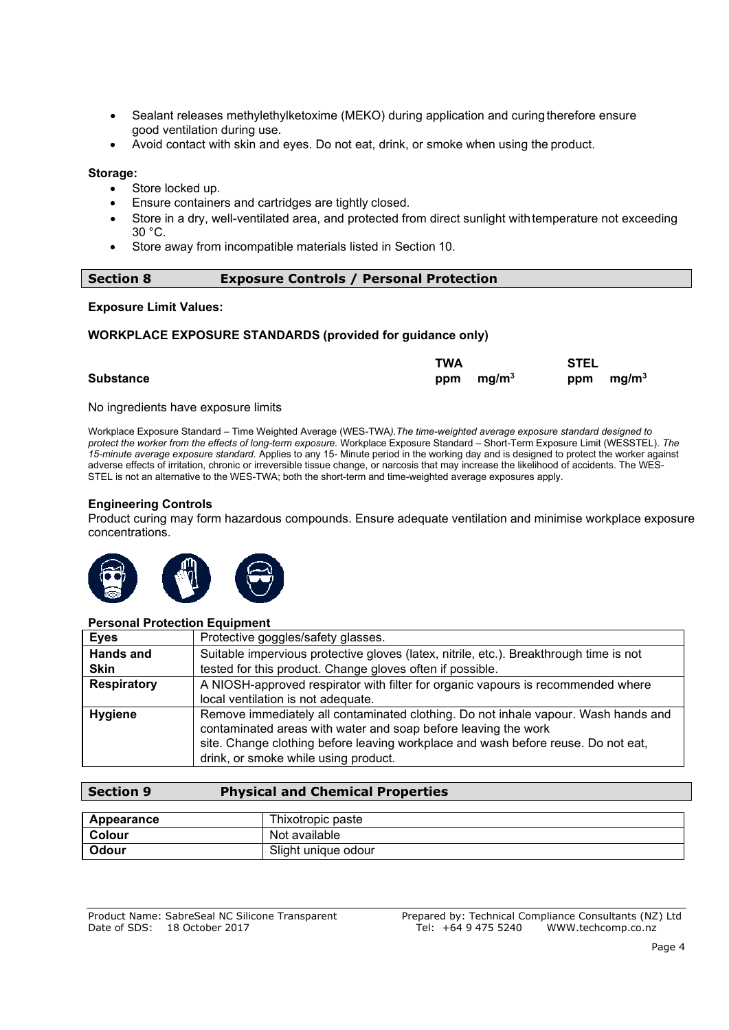- Sealant releases methylethylketoxime (MEKO) during application and curing therefore ensure good ventilation during use.
- Avoid contact with skin and eyes. Do not eat, drink, or smoke when using the product.

**Storage:**

- Store locked up.
- Ensure containers and cartridges are tightly closed.
- Store in a dry, well-ventilated area, and protected from direct sunlight with temperature not exceeding 30 °C.
- Store away from incompatible materials listed in Section 10.

## Section 8 Exposure Controls / Personal Protection

**Exposure Limit Values:**

**WORKPLACE EXPOSURE STANDARDS (provided for guidance only)**

| | TWA | | STEL | |
|---|---|---|---|---|
| **Substance** | **ppm** | **mg/m$^3$** | **ppm** | **mg/m$^3$** |

No ingredients have exposure limits

Workplace Exposure Standard – Time Weighted Average (WES-TWA). *The time-weighted average exposure standard designed to protect the worker from the effects of long-term exposure.* Workplace Exposure Standard – Short-Term Exposure Limit (WESSTEL). *The 15-minute average exposure standard.* Applies to any 15- Minute period in the working day and is designed to protect the worker against adverse effects of irritation, chronic or irreversible tissue change, or narcosis that may increase the likelihood of accidents. The WES-STEL is not an alternative to the WES-TWA; both the short-term and time-weighted average exposures apply.

**Engineering Controls**

Product curing may form hazardous compounds. Ensure adequate ventilation and minimise workplace exposure concentrations.

**Personal Protection Equipment**

| | |
|---|---|
| **Eyes** | Protective goggles/safety glasses. |
| **Hands and Skin** | Suitable impervious protective gloves (latex, nitrile, etc.). Breakthrough time is not tested for this product. Change gloves often if possible. |
| **Respiratory** | A NIOSH-approved respirator with filter for organic vapours is recommended where local ventilation is not adequate. |
| **Hygiene** | Remove immediately all contaminated clothing. Do not inhale vapour. Wash hands and contaminated areas with water and soap before leaving the work site. Change clothing before leaving workplace and wash before reuse. Do not eat, drink, or smoke while using product. |

## Section 9 Physical and Chemical Properties

| | |
|---|---|
| **Appearance** | Thixotropic paste |
| **Colour** | Not available |
| **Odour** | Slight unique odour |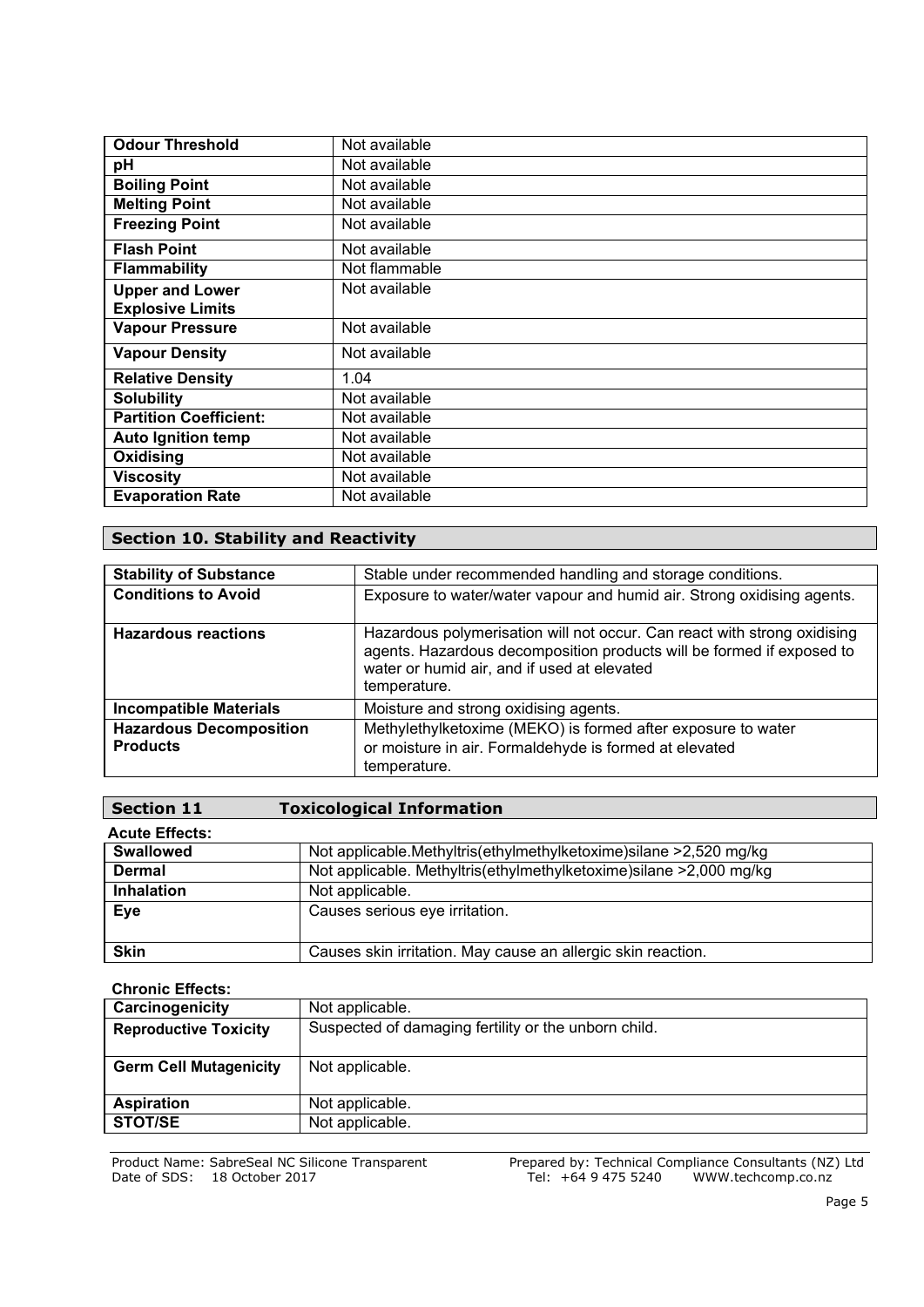| | |
|---|---|
| **Odour Threshold** | Not available |
| **pH** | Not available |
| **Boiling Point** | Not available |
| **Melting Point** | Not available |
| **Freezing Point** | Not available |
| **Flash Point** | Not available |
| **Flammability** | Not flammable |
| **Upper and Lower Explosive Limits** | Not available |
| **Vapour Pressure** | Not available |
| **Vapour Density** | Not available |
| **Relative Density** | 1.04 |
| **Solubility** | Not available |
| **Partition Coefficient:** | Not available |
| **Auto Ignition temp** | Not available |
| **Oxidising** | Not available |
| **Viscosity** | Not available |
| **Evaporation Rate** | Not available |

## Section 10. Stability and Reactivity

| | |
|---|---|
| **Stability of Substance** | Stable under recommended handling and storage conditions. |
| **Conditions to Avoid** | Exposure to water/water vapour and humid air. Strong oxidising agents. |
| **Hazardous reactions** | Hazardous polymerisation will not occur. Can react with strong oxidising agents. Hazardous decomposition products will be formed if exposed to water or humid air, and if used at elevated temperature. |
| **Incompatible Materials** | Moisture and strong oxidising agents. |
| **Hazardous Decomposition Products** | Methylethylketoxime (MEKO) is formed after exposure to water or moisture in air. Formaldehyde is formed at elevated temperature. |

## Section 11 Toxicological Information

**Acute Effects:**

| | |
|---|---|
| **Swallowed** | Not applicable.Methyltris(ethylmethylketoxime)silane >2,520 mg/kg |
| **Dermal** | Not applicable. Methyltris(ethylmethylketoxime)silane >2,000 mg/kg |
| **Inhalation** | Not applicable. |
| **Eye** | Causes serious eye irritation. |
| **Skin** | Causes skin irritation. May cause an allergic skin reaction. |

**Chronic Effects:**

| | |
|---|---|
| **Carcinogenicity** | Not applicable. |
| **Reproductive Toxicity** | Suspected of damaging fertility or the unborn child. |
| **Germ Cell Mutagenicity** | Not applicable. |
| **Aspiration** | Not applicable. |
| **STOT/SE** | Not applicable. |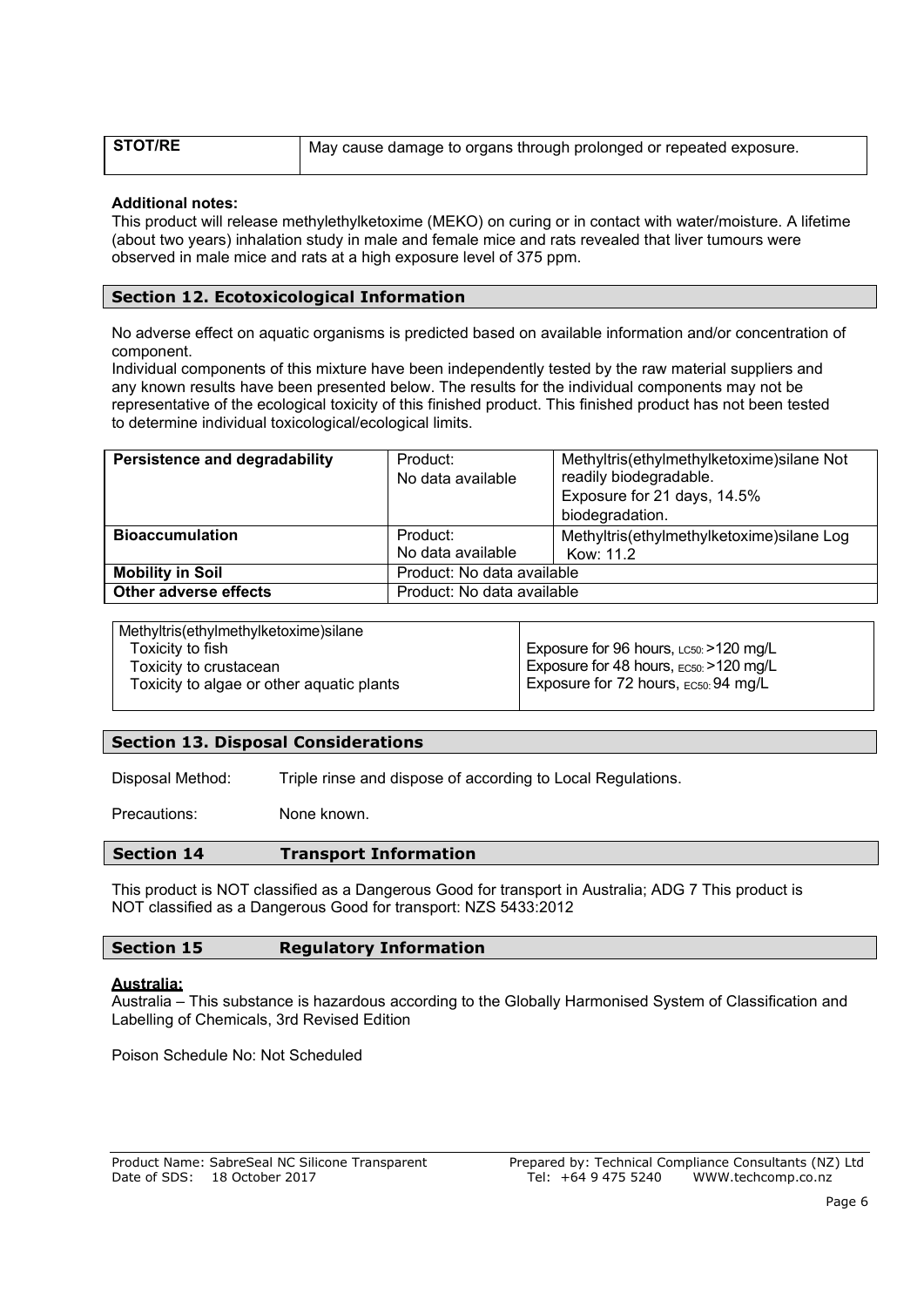| STOT/RE | May cause damage to organs through prolonged or repeated exposure. |
|---|---|

**Additional notes:**
This product will release methylethylketoxime (MEKO) on curing or in contact with water/moisture. A lifetime (about two years) inhalation study in male and female mice and rats revealed that liver tumours were observed in male mice and rats at a high exposure level of 375 ppm.

## Section 12. Ecotoxicological Information

No adverse effect on aquatic organisms is predicted based on available information and/or concentration of component.
Individual components of this mixture have been independently tested by the raw material suppliers and any known results have been presented below. The results for the individual components may not be representative of the ecological toxicity of this finished product. This finished product has not been tested to determine individual toxicological/ecological limits.

| Persistence and degradability | Product: No data available | Methyltris(ethylmethylketoxime)silane Not readily biodegradable. Exposure for 21 days, 14.5% biodegradation. |
|---|---|---|
| **Bioaccumulation** | Product: No data available | Methyltris(ethylmethylketoxime)silane Log Kow: 11.2 |
| **Mobility in Soil** | Product: No data available | |
| **Other adverse effects** | Product: No data available | |

| Methyltris(ethylmethylketoxime)silane | |
|---|---|
| Toxicity to fish | Exposure for 96 hours, LC50: >120 mg/L |
| Toxicity to crustacean | Exposure for 48 hours, EC50: >120 mg/L |
| Toxicity to algae or other aquatic plants | Exposure for 72 hours, EC50: 94 mg/L |

## Section 13. Disposal Considerations

Disposal Method: Triple rinse and dispose of according to Local Regulations.

Precautions: None known.

## Section 14 Transport Information

This product is NOT classified as a Dangerous Good for transport in Australia; ADG 7 This product is NOT classified as a Dangerous Good for transport: NZS 5433:2012

## Section 15 Regulatory Information

**Australia:**
Australia – This substance is hazardous according to the Globally Harmonised System of Classification and Labelling of Chemicals, 3rd Revised Edition

Poison Schedule No: Not Scheduled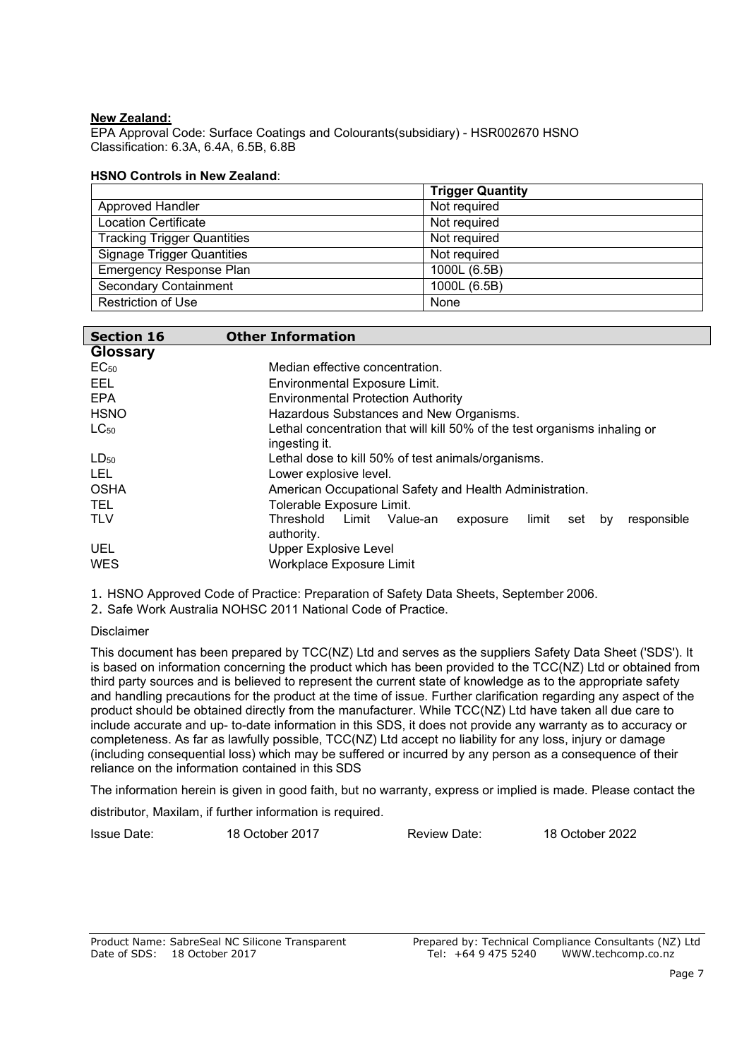**New Zealand:**

EPA Approval Code: Surface Coatings and Colourants(subsidiary) - HSR002670 HSNO Classification: 6.3A, 6.4A, 6.5B, 6.8B

**HSNO Controls in New Zealand**:

| | Trigger Quantity |
|---|---|
| Approved Handler | Not required |
| Location Certificate | Not required |
| Tracking Trigger Quantities | Not required |
| Signage Trigger Quantities | Not required |
| Emergency Response Plan | 1000L (6.5B) |
| Secondary Containment | 1000L (6.5B) |
| Restriction of Use | None |

## Section 16 Other Information

### Glossary

| | |
|---|---|
| $EC_{50}$ | Median effective concentration. |
| EEL | Environmental Exposure Limit. |
| EPA | Environmental Protection Authority |
| HSNO | Hazardous Substances and New Organisms. |
| $LC_{50}$ | Lethal concentration that will kill 50% of the test organisms inhaling or ingesting it. |
| $LD_{50}$ | Lethal dose to kill 50% of test animals/organisms. |
| LEL | Lower explosive level. |
| OSHA | American Occupational Safety and Health Administration. |
| TEL | Tolerable Exposure Limit. |
| TLV | Threshold Limit Value-an exposure limit set by responsible authority. |
| UEL | Upper Explosive Level |
| WES | Workplace Exposure Limit |

1. HSNO Approved Code of Practice: Preparation of Safety Data Sheets, September 2006.
2. Safe Work Australia NOHSC 2011 National Code of Practice.

Disclaimer

This document has been prepared by TCC(NZ) Ltd and serves as the suppliers Safety Data Sheet ('SDS'). It is based on information concerning the product which has been provided to the TCC(NZ) Ltd or obtained from third party sources and is believed to represent the current state of knowledge as to the appropriate safety and handling precautions for the product at the time of issue. Further clarification regarding any aspect of the product should be obtained directly from the manufacturer. While TCC(NZ) Ltd have taken all due care to include accurate and up- to-date information in this SDS, it does not provide any warranty as to accuracy or completeness. As far as lawfully possible, TCC(NZ) Ltd accept no liability for any loss, injury or damage (including consequential loss) which may be suffered or incurred by any person as a consequence of their reliance on the information contained in this SDS

The information herein is given in good faith, but no warranty, express or implied is made. Please contact the distributor, Maxilam, if further information is required.

Issue Date: 18 October 2017 Review Date: 18 October 2022

Product Name: SabreSeal NC Silicone Transparent
Date of SDS: 18 October 2017

Prepared by: Technical Compliance Consultants (NZ) Ltd
Tel: +64 9 475 5240 WWW.techcomp.co.nz